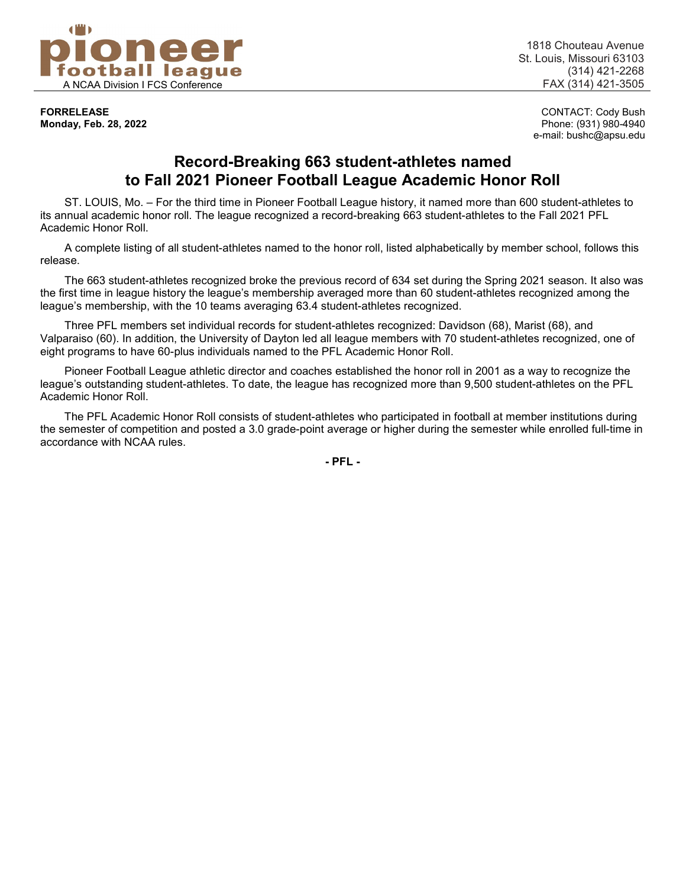**pioneer football league**
A NCAA Division I FCS Conference

1818 Chouteau Avenue
St. Louis, Missouri 63103
(314) 421-2268
FAX (314) 421-3505

**FORRELEASE**
**Monday, Feb. 28, 2022**

CONTACT: Cody Bush
Phone: (931) 980-4940
e-mail: bushc@apsu.edu

# Record-Breaking 663 student-athletes named to Fall 2021 Pioneer Football League Academic Honor Roll

ST. LOUIS, Mo. – For the third time in Pioneer Football League history, it named more than 600 student-athletes to its annual academic honor roll. The league recognized a record-breaking 663 student-athletes to the Fall 2021 PFL Academic Honor Roll.

A complete listing of all student-athletes named to the honor roll, listed alphabetically by member school, follows this release.

The 663 student-athletes recognized broke the previous record of 634 set during the Spring 2021 season. It also was the first time in league history the league's membership averaged more than 60 student-athletes recognized among the league's membership, with the 10 teams averaging 63.4 student-athletes recognized.

Three PFL members set individual records for student-athletes recognized: Davidson (68), Marist (68), and Valparaiso (60). In addition, the University of Dayton led all league members with 70 student-athletes recognized, one of eight programs to have 60-plus individuals named to the PFL Academic Honor Roll.

Pioneer Football League athletic director and coaches established the honor roll in 2001 as a way to recognize the league's outstanding student-athletes. To date, the league has recognized more than 9,500 student-athletes on the PFL Academic Honor Roll.

The PFL Academic Honor Roll consists of student-athletes who participated in football at member institutions during the semester of competition and posted a 3.0 grade-point average or higher during the semester while enrolled full-time in accordance with NCAA rules.

**- PFL -**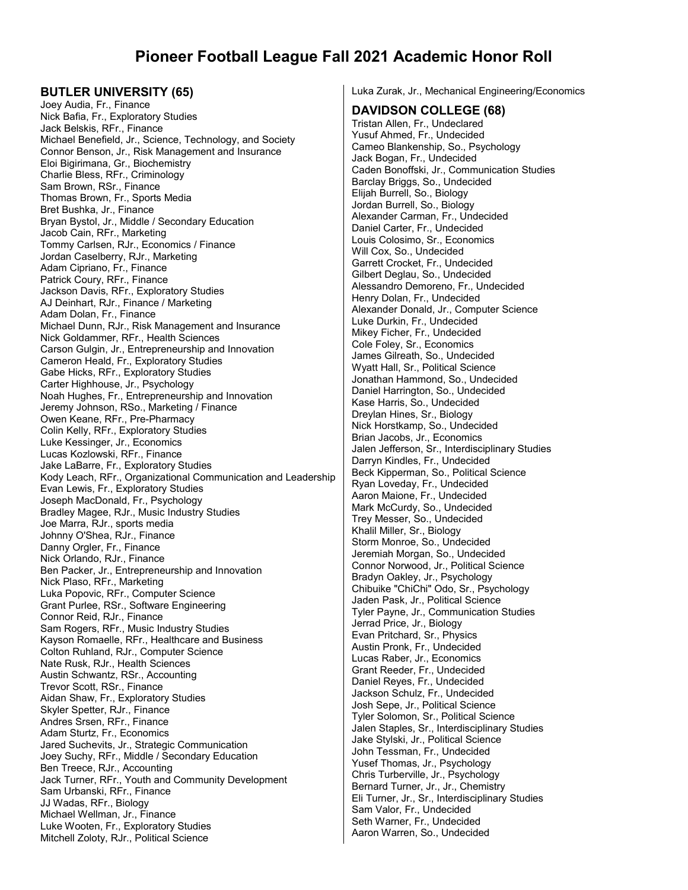# Pioneer Football League Fall 2021 Academic Honor Roll

## BUTLER UNIVERSITY (65)

Joey Audia, Fr., Finance
Nick Bafia, Fr., Exploratory Studies
Jack Belskis, RFr., Finance
Michael Benefield, Jr., Science, Technology, and Society
Connor Benson, Jr., Risk Management and Insurance
Eloi Bigirimana, Gr., Biochemistry
Charlie Bless, RFr., Criminology
Sam Brown, RSr., Finance
Thomas Brown, Fr., Sports Media
Bret Bushka, Jr., Finance
Bryan Bystol, Jr., Middle / Secondary Education
Jacob Cain, RFr., Marketing
Tommy Carlsen, RJr., Economics / Finance
Jordan Caselberry, RJr., Marketing
Adam Cipriano, Fr., Finance
Patrick Coury, RFr., Finance
Jackson Davis, RFr., Exploratory Studies
AJ Deinhart, RJr., Finance / Marketing
Adam Dolan, Fr., Finance
Michael Dunn, RJr., Risk Management and Insurance
Nick Goldammer, RFr., Health Sciences
Carson Gulgin, Jr., Entrepreneurship and Innovation
Cameron Heald, Fr., Exploratory Studies
Gabe Hicks, RFr., Exploratory Studies
Carter Highhouse, Jr., Psychology
Noah Hughes, Fr., Entrepreneurship and Innovation
Jeremy Johnson, RSo., Marketing / Finance
Owen Keane, RFr., Pre-Pharmacy
Colin Kelly, RFr., Exploratory Studies
Luke Kessinger, Jr., Economics
Lucas Kozlowski, RFr., Finance
Jake LaBarre, Fr., Exploratory Studies
Kody Leach, RFr., Organizational Communication and Leadership
Evan Lewis, Fr., Exploratory Studies
Joseph MacDonald, Fr., Psychology
Bradley Magee, RJr., Music Industry Studies
Joe Marra, RJr., sports media
Johnny O'Shea, RJr., Finance
Danny Orgler, Fr., Finance
Nick Orlando, RJr., Finance
Ben Packer, Jr., Entrepreneurship and Innovation
Nick Plaso, RFr., Marketing
Luka Popovic, RFr., Computer Science
Grant Purlee, RSr., Software Engineering
Connor Reid, RJr., Finance
Sam Rogers, RFr., Music Industry Studies
Kayson Romaelle, RFr., Healthcare and Business
Colton Ruhland, RJr., Computer Science
Nate Rusk, RJr., Health Sciences
Austin Schwantz, RSr., Accounting
Trevor Scott, RSr., Finance
Aidan Shaw, Fr., Exploratory Studies
Skyler Spetter, RJr., Finance
Andres Srsen, RFr., Finance
Adam Sturtz, Fr., Economics
Jared Suchevits, Jr., Strategic Communication
Joey Suchy, RFr., Middle / Secondary Education
Ben Treece, RJr., Accounting
Jack Turner, RFr., Youth and Community Development
Sam Urbanski, RFr., Finance
JJ Wadas, RFr., Biology
Michael Wellman, Jr., Finance
Luke Wooten, Fr., Exploratory Studies
Mitchell Zoloty, RJr., Political Science
Luka Zurak, Jr., Mechanical Engineering/Economics

## DAVIDSON COLLEGE (68)

Tristan Allen, Fr., Undeclared
Yusuf Ahmed, Fr., Undecided
Cameo Blankenship, So., Psychology
Jack Bogan, Fr., Undecided
Caden Bonoffski, Jr., Communication Studies
Barclay Briggs, So., Undecided
Elijah Burrell, So., Biology
Jordan Burrell, So., Biology
Alexander Carman, Fr., Undecided
Daniel Carter, Fr., Undecided
Louis Colosimo, Sr., Economics
Will Cox, So., Undecided
Garrett Crocket, Fr., Undecided
Gilbert Deglau, So., Undecided
Alessandro Demoreno, Fr., Undecided
Henry Dolan, Fr., Undecided
Alexander Donald, Jr., Computer Science
Luke Durkin, Fr., Undecided
Mikey Ficher, Fr., Undecided
Cole Foley, Sr., Economics
James Gilreath, So., Undecided
Wyatt Hall, Sr., Political Science
Jonathan Hammond, So., Undecided
Daniel Harrington, So., Undecided
Kase Harris, So., Undecided
Dreylan Hines, Sr., Biology
Nick Horstkamp, So., Undecided
Brian Jacobs, Jr., Economics
Jalen Jefferson, Sr., Interdisciplinary Studies
Darryn Kindles, Fr., Undecided
Beck Kipperman, So., Political Science
Ryan Loveday, Fr., Undecided
Aaron Maione, Fr., Undecided
Mark McCurdy, So., Undecided
Trey Messer, So., Undecided
Khalil Miller, Sr., Biology
Storm Monroe, So., Undecided
Jeremiah Morgan, So., Undecided
Connor Norwood, Jr., Political Science
Bradyn Oakley, Jr., Psychology
Chibuike "ChiChi" Odo, Sr., Psychology
Jaden Pask, Jr., Political Science
Tyler Payne, Jr., Communication Studies
Jerrad Price, Jr., Biology
Evan Pritchard, Sr., Physics
Austin Pronk, Fr., Undecided
Lucas Raber, Jr., Economics
Grant Reeder, Fr., Undecided
Daniel Reyes, Fr., Undecided
Jackson Schulz, Fr., Undecided
Josh Sepe, Jr., Political Science
Tyler Solomon, Sr., Political Science
Jalen Staples, Sr., Interdisciplinary Studies
Jake Stylski, Jr., Political Science
John Tessman, Fr., Undecided
Yusef Thomas, Jr., Psychology
Chris Turberville, Jr., Psychology
Bernard Turner, Jr., Jr., Chemistry
Eli Turner, Jr., Sr., Interdisciplinary Studies
Sam Valor, Fr., Undecided
Seth Warner, Fr., Undecided
Aaron Warren, So., Undecided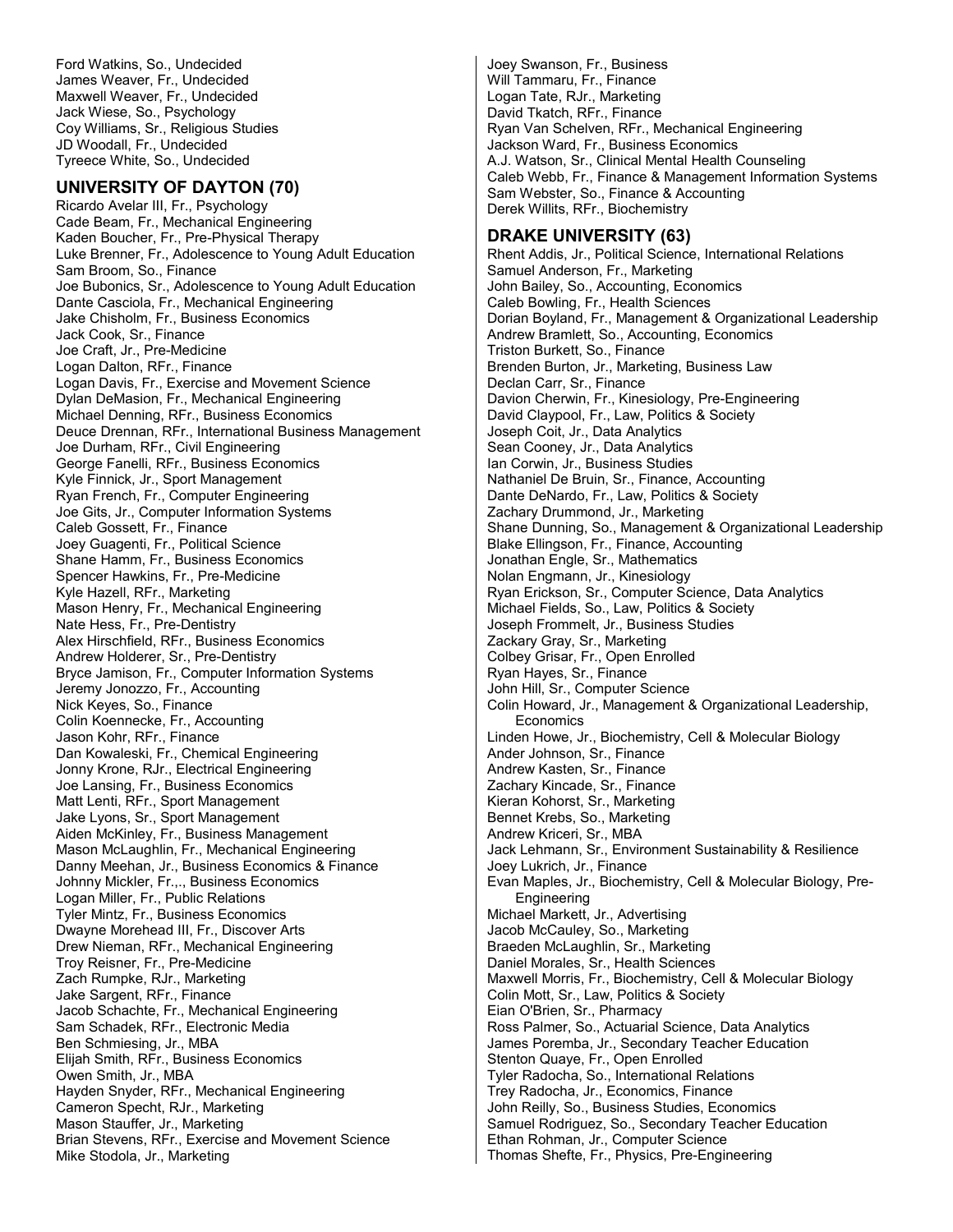Ford Watkins, So., Undecided
James Weaver, Fr., Undecided
Maxwell Weaver, Fr., Undecided
Jack Wiese, So., Psychology
Coy Williams, Sr., Religious Studies
JD Woodall, Fr., Undecided
Tyreece White, So., Undecided

## UNIVERSITY OF DAYTON (70)

Ricardo Avelar III, Fr., Psychology
Cade Beam, Fr., Mechanical Engineering
Kaden Boucher, Fr., Pre-Physical Therapy
Luke Brenner, Fr., Adolescence to Young Adult Education
Sam Broom, So., Finance
Joe Bubonics, Sr., Adolescence to Young Adult Education
Dante Casciola, Fr., Mechanical Engineering
Jake Chisholm, Fr., Business Economics
Jack Cook, Sr., Finance
Joe Craft, Jr., Pre-Medicine
Logan Dalton, RFr., Finance
Logan Davis, Fr., Exercise and Movement Science
Dylan DeMasion, Fr., Mechanical Engineering
Michael Denning, RFr., Business Economics
Deuce Drennan, RFr., International Business Management
Joe Durham, RFr., Civil Engineering
George Fanelli, RFr., Business Economics
Kyle Finnick, Jr., Sport Management
Ryan French, Fr., Computer Engineering
Joe Gits, Jr., Computer Information Systems
Caleb Gossett, Fr., Finance
Joey Guagenti, Fr., Political Science
Shane Hamm, Fr., Business Economics
Spencer Hawkins, Fr., Pre-Medicine
Kyle Hazell, RFr., Marketing
Mason Henry, Fr., Mechanical Engineering
Nate Hess, Fr., Pre-Dentistry
Alex Hirschfield, RFr., Business Economics
Andrew Holderer, Sr., Pre-Dentistry
Bryce Jamison, Fr., Computer Information Systems
Jeremy Jonozzo, Fr., Accounting
Nick Keyes, So., Finance
Colin Koennecke, Fr., Accounting
Jason Kohr, RFr., Finance
Dan Kowaleski, Fr., Chemical Engineering
Jonny Krone, RJr., Electrical Engineering
Joe Lansing, Fr., Business Economics
Matt Lenti, RFr., Sport Management
Jake Lyons, Sr., Sport Management
Aiden McKinley, Fr., Business Management
Mason McLaughlin, Fr., Mechanical Engineering
Danny Meehan, Jr., Business Economics & Finance
Johnny Mickler, Fr.,., Business Economics
Logan Miller, Fr., Public Relations
Tyler Mintz, Fr., Business Economics
Dwayne Morehead III, Fr., Discover Arts
Drew Nieman, RFr., Mechanical Engineering
Troy Reisner, Fr., Pre-Medicine
Zach Rumpke, RJr., Marketing
Jake Sargent, RFr., Finance
Jacob Schachte, Fr., Mechanical Engineering
Sam Schadek, RFr., Electronic Media
Ben Schmiesing, Jr., MBA
Elijah Smith, RFr., Business Economics
Owen Smith, Jr., MBA
Hayden Snyder, RFr., Mechanical Engineering
Cameron Specht, RJr., Marketing
Mason Stauffer, Jr., Marketing
Brian Stevens, RFr., Exercise and Movement Science
Mike Stodola, Jr., Marketing
Joey Swanson, Fr., Business
Will Tammaru, Fr., Finance
Logan Tate, RJr., Marketing
David Tkatch, RFr., Finance
Ryan Van Schelven, RFr., Mechanical Engineering
Jackson Ward, Fr., Business Economics
A.J. Watson, Sr., Clinical Mental Health Counseling
Caleb Webb, Fr., Finance & Management Information Systems
Sam Webster, So., Finance & Accounting
Derek Willits, RFr., Biochemistry

## DRAKE UNIVERSITY (63)

Rhent Addis, Jr., Political Science, International Relations
Samuel Anderson, Fr., Marketing
John Bailey, So., Accounting, Economics
Caleb Bowling, Fr., Health Sciences
Dorian Boyland, Fr., Management & Organizational Leadership
Andrew Bramlett, So., Accounting, Economics
Triston Burkett, So., Finance
Brenden Burton, Jr., Marketing, Business Law
Declan Carr, Sr., Finance
Davion Cherwin, Fr., Kinesiology, Pre-Engineering
David Claypool, Fr., Law, Politics & Society
Joseph Coit, Jr., Data Analytics
Sean Cooney, Jr., Data Analytics
Ian Corwin, Jr., Business Studies
Nathaniel De Bruin, Sr., Finance, Accounting
Dante DeNardo, Fr., Law, Politics & Society
Zachary Drummond, Jr., Marketing
Shane Dunning, So., Management & Organizational Leadership
Blake Ellingson, Fr., Finance, Accounting
Jonathan Engle, Sr., Mathematics
Nolan Engmann, Jr., Kinesiology
Ryan Erickson, Sr., Computer Science, Data Analytics
Michael Fields, So., Law, Politics & Society
Joseph Frommelt, Jr., Business Studies
Zackary Gray, Sr., Marketing
Colbey Grisar, Fr., Open Enrolled
Ryan Hayes, Sr., Finance
John Hill, Sr., Computer Science
Colin Howard, Jr., Management & Organizational Leadership, Economics
Linden Howe, Jr., Biochemistry, Cell & Molecular Biology
Ander Johnson, Sr., Finance
Andrew Kasten, Sr., Finance
Zachary Kincade, Sr., Finance
Kieran Kohorst, Sr., Marketing
Bennet Krebs, So., Marketing
Andrew Kriceri, Sr., MBA
Jack Lehmann, Sr., Environment Sustainability & Resilience
Joey Lukrich, Jr., Finance
Evan Maples, Jr., Biochemistry, Cell & Molecular Biology, Pre-Engineering
Michael Markett, Jr., Advertising
Jacob McCauley, So., Marketing
Braeden McLaughlin, Sr., Marketing
Daniel Morales, Sr., Health Sciences
Maxwell Morris, Fr., Biochemistry, Cell & Molecular Biology
Colin Mott, Sr., Law, Politics & Society
Eian O'Brien, Sr., Pharmacy
Ross Palmer, So., Actuarial Science, Data Analytics
James Poremba, Jr., Secondary Teacher Education
Stenton Quaye, Fr., Open Enrolled
Tyler Radocha, So., International Relations
Trey Radocha, Jr., Economics, Finance
John Reilly, So., Business Studies, Economics
Samuel Rodriguez, So., Secondary Teacher Education
Ethan Rohman, Jr., Computer Science
Thomas Shefte, Fr., Physics, Pre-Engineering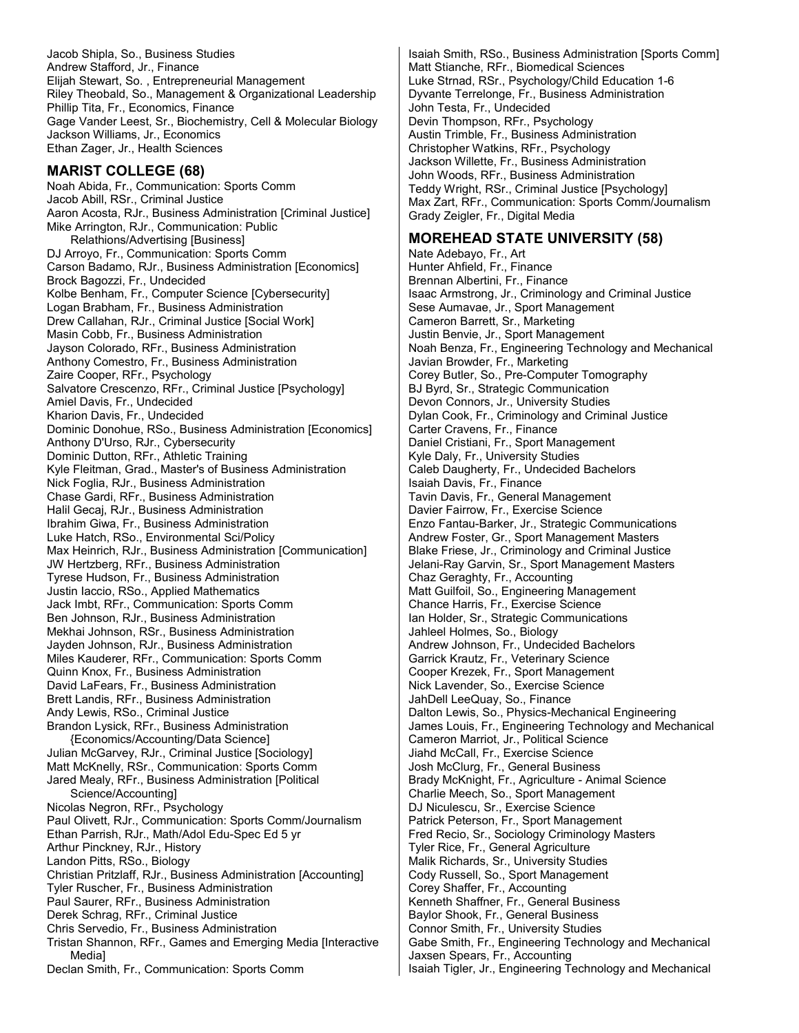Jacob Shipla, So., Business Studies
Andrew Stafford, Jr., Finance
Elijah Stewart, So. , Entrepreneurial Management
Riley Theobald, So., Management & Organizational Leadership
Phillip Tita, Fr., Economics, Finance
Gage Vander Leest, Sr., Biochemistry, Cell & Molecular Biology
Jackson Williams, Jr., Economics
Ethan Zager, Jr., Health Sciences

## MARIST COLLEGE (68)

Noah Abida, Fr., Communication: Sports Comm
Jacob Abill, RSr., Criminal Justice
Aaron Acosta, RJr., Business Administration [Criminal Justice]
Mike Arrington, RJr., Communication: Public Relathions/Advertising [Business]
DJ Arroyo, Fr., Communication: Sports Comm
Carson Badamo, RJr., Business Administration [Economics]
Brock Bagozzi, Fr., Undecided
Kolbe Benham, Fr., Computer Science [Cybersecurity]
Logan Brabham, Fr., Business Administration
Drew Callahan, RJr., Criminal Justice [Social Work]
Masin Cobb, Fr., Business Administration
Jayson Colorado, RFr., Business Administration
Anthony Comestro, Fr., Business Administration
Zaire Cooper, RFr., Psychology
Salvatore Crescenzo, RFr., Criminal Justice [Psychology]
Amiel Davis, Fr., Undecided
Kharion Davis, Fr., Undecided
Dominic Donohue, RSo., Business Administration [Economics]
Anthony D'Urso, RJr., Cybersecurity
Dominic Dutton, RFr., Athletic Training
Kyle Fleitman, Grad., Master's of Business Administration
Nick Foglia, RJr., Business Administration
Chase Gardi, RFr., Business Administration
Halil Gecaj, RJr., Business Administration
Ibrahim Giwa, Fr., Business Administration
Luke Hatch, RSo., Environmental Sci/Policy
Max Heinrich, RJr., Business Administration [Communication]
JW Hertzberg, RFr., Business Administration
Tyrese Hudson, Fr., Business Administration
Justin Iaccio, RSo., Applied Mathematics
Jack Imbt, RFr., Communication: Sports Comm
Ben Johnson, RJr., Business Administration
Mekhai Johnson, RSr., Business Administration
Jayden Johnson, RJr., Business Administration
Miles Kauderer, RFr., Communication: Sports Comm
Quinn Knox, Fr., Business Administration
David LaFears, Fr., Business Administration
Brett Landis, RFr., Business Administration
Andy Lewis, RSo., Criminal Justice
Brandon Lysick, RFr., Business Administration {Economics/Accounting/Data Science]
Julian McGarvey, RJr., Criminal Justice [Sociology]
Matt McKnelly, RSr., Communication: Sports Comm
Jared Mealy, RFr., Business Administration [Political Science/Accounting]
Nicolas Negron, RFr., Psychology
Paul Olivett, RJr., Communication: Sports Comm/Journalism
Ethan Parrish, RJr., Math/Adol Edu-Spec Ed 5 yr
Arthur Pinckney, RJr., History
Landon Pitts, RSo., Biology
Christian Pritzlaff, RJr., Business Administration [Accounting]
Tyler Ruscher, Fr., Business Administration
Paul Saurer, RFr., Business Administration
Derek Schrag, RFr., Criminal Justice
Chris Servedio, Fr., Business Administration
Tristan Shannon, RFr., Games and Emerging Media [Interactive Media]
Declan Smith, Fr., Communication: Sports Comm
Isaiah Smith, RSo., Business Administration [Sports Comm]
Matt Stianche, RFr., Biomedical Sciences
Luke Strnad, RSr., Psychology/Child Education 1-6
Dyvante Terrelonge, Fr., Business Administration
John Testa, Fr., Undecided
Devin Thompson, RFr., Psychology
Austin Trimble, Fr., Business Administration
Christopher Watkins, RFr., Psychology
Jackson Willette, Fr., Business Administration
John Woods, RFr., Business Administration
Teddy Wright, RSr., Criminal Justice [Psychology]
Max Zart, RFr., Communication: Sports Comm/Journalism
Grady Zeigler, Fr., Digital Media

## MOREHEAD STATE UNIVERSITY (58)

Nate Adebayo, Fr., Art
Hunter Ahfield, Fr., Finance
Brennan Albertini, Fr., Finance
Isaac Armstrong, Jr., Criminology and Criminal Justice
Sese Aumavae, Jr., Sport Management
Cameron Barrett, Sr., Marketing
Justin Benvie, Jr., Sport Management
Noah Benza, Fr., Engineering Technology and Mechanical
Javian Browder, Fr., Marketing
Corey Butler, So., Pre-Computer Tomography
BJ Byrd, Sr., Strategic Communication
Devon Connors, Jr., University Studies
Dylan Cook, Fr., Criminology and Criminal Justice
Carter Cravens, Fr., Finance
Daniel Cristiani, Fr., Sport Management
Kyle Daly, Fr., University Studies
Caleb Daugherty, Fr., Undecided Bachelors
Isaiah Davis, Fr., Finance
Tavin Davis, Fr., General Management
Davier Fairrow, Fr., Exercise Science
Enzo Fantau-Barker, Jr., Strategic Communications
Andrew Foster, Gr., Sport Management Masters
Blake Friese, Jr., Criminology and Criminal Justice
Jelani-Ray Garvin, Sr., Sport Management Masters
Chaz Geraghty, Fr., Accounting
Matt Guilfoil, So., Engineering Management
Chance Harris, Fr., Exercise Science
Ian Holder, Sr., Strategic Communications
Jahleel Holmes, So., Biology
Andrew Johnson, Fr., Undecided Bachelors
Garrick Krautz, Fr., Veterinary Science
Cooper Krezek, Fr., Sport Management
Nick Lavender, So., Exercise Science
JahDell LeeQuay, So., Finance
Dalton Lewis, So., Physics-Mechanical Engineering
James Louis, Fr., Engineering Technology and Mechanical
Cameron Marriot, Jr., Political Science
Jiahd McCall, Fr., Exercise Science
Josh McClurg, Fr., General Business
Brady McKnight, Fr., Agriculture - Animal Science
Charlie Meech, So., Sport Management
DJ Niculescu, Sr., Exercise Science
Patrick Peterson, Fr., Sport Management
Fred Recio, Sr., Sociology Criminology Masters
Tyler Rice, Fr., General Agriculture
Malik Richards, Sr., University Studies
Cody Russell, So., Sport Management
Corey Shaffer, Fr., Accounting
Kenneth Shaffner, Fr., General Business
Baylor Shook, Fr., General Business
Connor Smith, Fr., University Studies
Gabe Smith, Fr., Engineering Technology and Mechanical
Jaxsen Spears, Fr., Accounting
Isaiah Tigler, Jr., Engineering Technology and Mechanical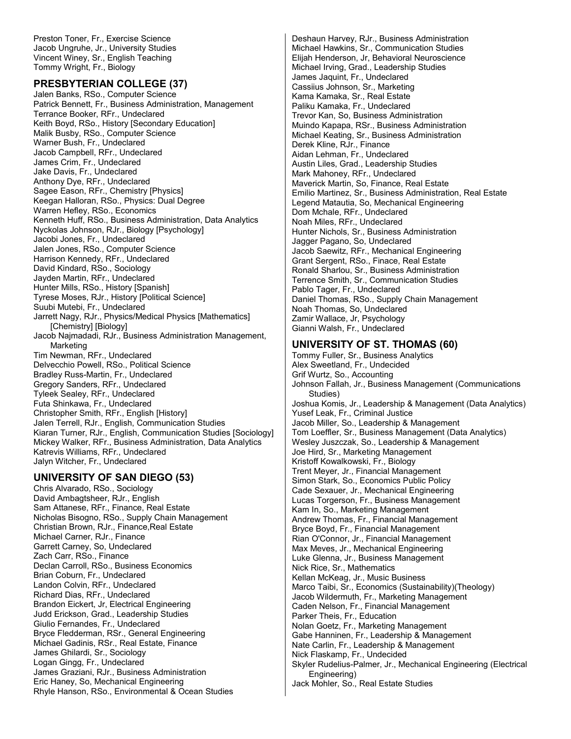Preston Toner, Fr., Exercise Science
Jacob Ungruhe, Jr., University Studies
Vincent Winey, Sr., English Teaching
Tommy Wright, Fr., Biology

## PRESBYTERIAN COLLEGE (37)

Jalen Banks, RSo., Computer Science
Patrick Bennett, Fr., Business Administration, Management
Terrance Booker, RFr., Undeclared
Keith Boyd, RSo., History [Secondary Education]
Malik Busby, RSo., Computer Science
Warner Bush, Fr., Undeclared
Jacob Campbell, RFr., Undeclared
James Crim, Fr., Undeclared
Jake Davis, Fr., Undeclared
Anthony Dye, RFr., Undeclared
Sagee Eason, RFr., Chemistry [Physics]
Keegan Halloran, RSo., Physics: Dual Degree
Warren Hefley, RSo., Economics
Kenneth Huff, RSo., Business Administration, Data Analytics
Nyckolas Johnson, RJr., Biology [Psychology]
Jacobi Jones, Fr., Undeclared
Jalen Jones, RSo., Computer Science
Harrison Kennedy, RFr., Undeclared
David Kindard, RSo., Sociology
Jayden Martin, RFr., Undeclared
Hunter Mills, RSo., History [Spanish]
Tyrese Moses, RJr., History [Political Science]
Suubi Mutebi, Fr., Undeclared
Jarrett Nagy, RJr., Physics/Medical Physics [Mathematics] [Chemistry] [Biology]
Jacob Najmadadi, RJr., Business Administration Management, Marketing
Tim Newman, RFr., Undeclared
Delvecchio Powell, RSo., Political Science
Bradley Russ-Martin, Fr., Undeclared
Gregory Sanders, RFr., Undeclared
Tyleek Sealey, RFr., Undeclared
Futa Shinkawa, Fr., Undeclared
Christopher Smith, RFr., English [History]
Jalen Terrell, RJr., English, Communication Studies
Kiaran Turner, RJr., English, Communication Studies [Sociology]
Mickey Walker, RFr., Business Administration, Data Analytics
Katrevis Williams, RFr., Undeclared
Jalyn Witcher, Fr., Undeclared

## UNIVERSITY OF SAN DIEGO (53)

Chris Alvarado, RSo., Sociology
David Ambagtsheer, RJr., English
Sam Attanese, RFr., Finance, Real Estate
Nicholas Bisogno, RSo., Supply Chain Management
Christian Brown, RJr., Finance,Real Estate
Michael Carner, RJr., Finance
Garrett Carney, So, Undeclared
Zach Carr, RSo., Finance
Declan Carroll, RSo., Business Economics
Brian Coburn, Fr., Undeclared
Landon Colvin, RFr., Undeclared
Richard Dias, RFr., Undeclared
Brandon Eickert, Jr, Electrical Engineering
Judd Erickson, Grad., Leadership Studies
Giulio Fernandes, Fr., Undeclared
Bryce Fledderman, RSr., General Engineering
Michael Gadinis, RSr., Real Estate, Finance
James Ghilardi, Sr., Sociology
Logan Gingg, Fr., Undeclared
James Graziani, RJr., Business Administration
Eric Haney, So, Mechanical Engineering
Rhyle Hanson, RSo., Environmental & Ocean Studies
Deshaun Harvey, RJr., Business Administration
Michael Hawkins, Sr., Communication Studies
Elijah Henderson, Jr, Behavioral Neuroscience
Michael Irving, Grad., Leadership Studies
James Jaquint, Fr., Undeclared
Cassiius Johnson, Sr., Marketing
Kama Kamaka, Sr., Real Estate
Paliku Kamaka, Fr., Undeclared
Trevor Kan, So, Business Administration
Muindo Kapapa, RSr., Business Administration
Michael Keating, Sr., Business Administration
Derek Kline, RJr., Finance
Aidan Lehman, Fr., Undeclared
Austin Liles, Grad., Leadership Studies
Mark Mahoney, RFr., Undeclared
Maverick Martin, So, Finance, Real Estate
Emilio Martinez, Sr., Business Administration, Real Estate
Legend Matautia, So, Mechanical Engineering
Dom Mchale, RFr., Undeclared
Noah Miles, RFr., Undeclared
Hunter Nichols, Sr., Business Administration
Jagger Pagano, So, Undeclared
Jacob Saewitz, RFr., Mechanical Engineering
Grant Sergent, RSo., Finace, Real Estate
Ronald Sharlou, Sr., Business Administration
Terrence Smith, Sr., Communication Studies
Pablo Tager, Fr., Undeclared
Daniel Thomas, RSo., Supply Chain Management
Noah Thomas, So, Undeclared
Zamir Wallace, Jr, Psychology
Gianni Walsh, Fr., Undeclared

## UNIVERSITY OF ST. THOMAS (60)

Tommy Fuller, Sr., Business Analytics
Alex Sweetland, Fr., Undecided
Grif Wurtz, So., Accounting
Johnson Fallah, Jr., Business Management (Communications Studies)
Joshua Komis, Jr., Leadership & Management (Data Analytics)
Yusef Leak, Fr., Criminal Justice
Jacob Miller, So., Leadership & Management
Tom Loeffler, Sr., Business Management (Data Analytics)
Wesley Juszczak, So., Leadership & Management
Joe Hird, Sr., Marketing Management
Kristoff Kowalkowski, Fr., Biology
Trent Meyer, Jr., Financial Management
Simon Stark, So., Economics Public Policy
Cade Sexauer, Jr., Mechanical Engineering
Lucas Torgerson, Fr., Business Management
Kam In, So., Marketing Management
Andrew Thomas, Fr., Financial Management
Bryce Boyd, Fr., Financial Management
Rian O'Connor, Jr., Financial Management
Max Meves, Jr., Mechanical Engineering
Luke Glenna, Jr., Business Management
Nick Rice, Sr., Mathematics
Kellan McKeag, Jr., Music Business
Marco Taibi, Sr., Economics (Sustainability)(Theology)
Jacob Wildermuth, Fr., Marketing Management
Caden Nelson, Fr., Financial Management
Parker Theis, Fr., Education
Nolan Goetz, Fr., Marketing Management
Gabe Hanninen, Fr., Leadership & Management
Nate Carlin, Fr., Leadership & Management
Nick Flaskamp, Fr., Undecided
Skyler Rudelius-Palmer, Jr., Mechanical Engineering (Electrical Engineering)
Jack Mohler, So., Real Estate Studies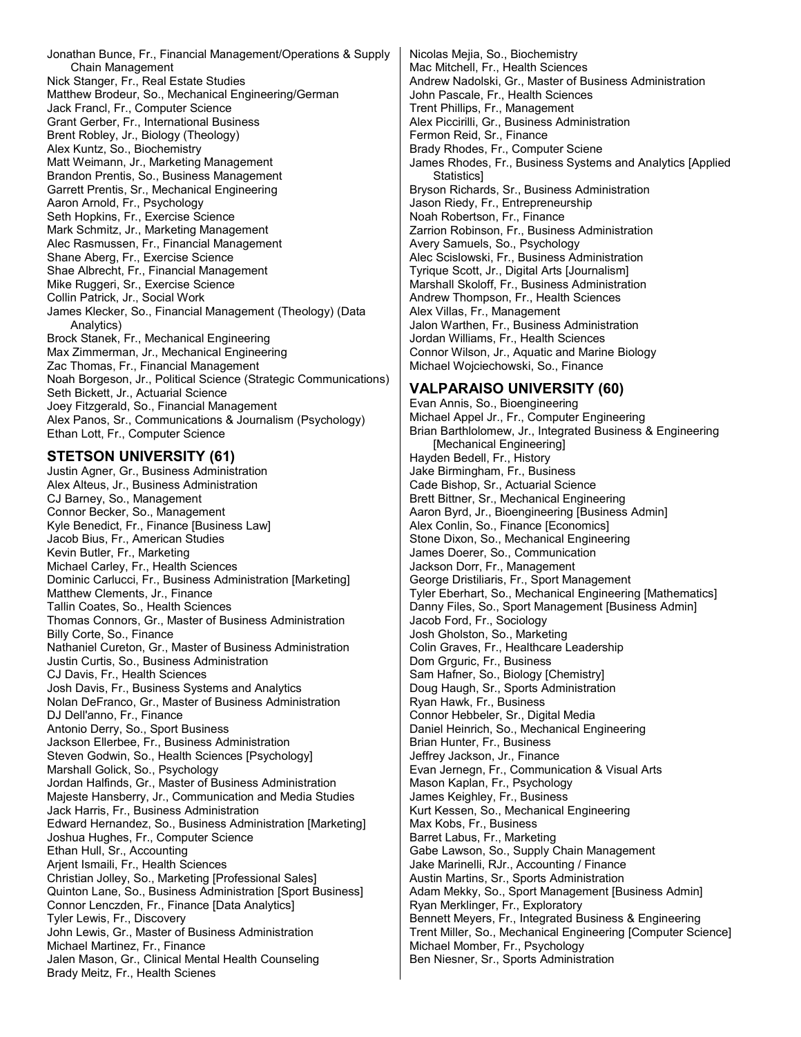Jonathan Bunce, Fr., Financial Management/Operations & Supply Chain Management
Nick Stanger, Fr., Real Estate Studies
Matthew Brodeur, So., Mechanical Engineering/German
Jack Francl, Fr., Computer Science
Grant Gerber, Fr., International Business
Brent Robley, Jr., Biology (Theology)
Alex Kuntz, So., Biochemistry
Matt Weimann, Jr., Marketing Management
Brandon Prentis, So., Business Management
Garrett Prentis, Sr., Mechanical Engineering
Aaron Arnold, Fr., Psychology
Seth Hopkins, Fr., Exercise Science
Mark Schmitz, Jr., Marketing Management
Alec Rasmussen, Fr., Financial Management
Shane Aberg, Fr., Exercise Science
Shae Albrecht, Fr., Financial Management
Mike Ruggeri, Sr., Exercise Science
Collin Patrick, Jr., Social Work
James Klecker, So., Financial Management (Theology) (Data Analytics)
Brock Stanek, Fr., Mechanical Engineering
Max Zimmerman, Jr., Mechanical Engineering
Zac Thomas, Fr., Financial Management
Noah Borgeson, Jr., Political Science (Strategic Communications)
Seth Bickett, Jr., Actuarial Science
Joey Fitzgerald, So., Financial Management
Alex Panos, Sr., Communications & Journalism (Psychology)
Ethan Lott, Fr., Computer Science

## STETSON UNIVERSITY (61)

Justin Agner, Gr., Business Administration
Alex Alteus, Jr., Business Administration
CJ Barney, So., Management
Connor Becker, So., Management
Kyle Benedict, Fr., Finance [Business Law]
Jacob Bius, Fr., American Studies
Kevin Butler, Fr., Marketing
Michael Carley, Fr., Health Sciences
Dominic Carlucci, Fr., Business Administration [Marketing]
Matthew Clements, Jr., Finance
Tallin Coates, So., Health Sciences
Thomas Connors, Gr., Master of Business Administration
Billy Corte, So., Finance
Nathaniel Cureton, Gr., Master of Business Administration
Justin Curtis, So., Business Administration
CJ Davis, Fr., Health Sciences
Josh Davis, Fr., Business Systems and Analytics
Nolan DeFranco, Gr., Master of Business Administration
DJ Dell'anno, Fr., Finance
Antonio Derry, So., Sport Business
Jackson Ellerbee, Fr., Business Administration
Steven Godwin, So., Health Sciences [Psychology]
Marshall Golick, So., Psychology
Jordan Halfinds, Gr., Master of Business Administration
Majeste Hansberry, Jr., Communication and Media Studies
Jack Harris, Fr., Business Administration
Edward Hernandez, So., Business Administration [Marketing]
Joshua Hughes, Fr., Computer Science
Ethan Hull, Sr., Accounting
Arjent Ismaili, Fr., Health Sciences
Christian Jolley, So., Marketing [Professional Sales]
Quinton Lane, So., Business Administration [Sport Business]
Connor Lenczden, Fr., Finance [Data Analytics]
Tyler Lewis, Fr., Discovery
John Lewis, Gr., Master of Business Administration
Michael Martinez, Fr., Finance
Jalen Mason, Gr., Clinical Mental Health Counseling
Brady Meitz, Fr., Health Scienes
Nicolas Mejia, So., Biochemistry
Mac Mitchell, Fr., Health Sciences
Andrew Nadolski, Gr., Master of Business Administration
John Pascale, Fr., Health Sciences
Trent Phillips, Fr., Management
Alex Piccirilli, Gr., Business Administration
Fermon Reid, Sr., Finance
Brady Rhodes, Fr., Computer Sciene
James Rhodes, Fr., Business Systems and Analytics [Applied Statistics]
Bryson Richards, Sr., Business Administration
Jason Riedy, Fr., Entrepreneurship
Noah Robertson, Fr., Finance
Zarrion Robinson, Fr., Business Administration
Avery Samuels, So., Psychology
Alec Scislowski, Fr., Business Administration
Tyrique Scott, Jr., Digital Arts [Journalism]
Marshall Skoloff, Fr., Business Administration
Andrew Thompson, Fr., Health Sciences
Alex Villas, Fr., Management
Jalon Warthen, Fr., Business Administration
Jordan Williams, Fr., Health Sciences
Connor Wilson, Jr., Aquatic and Marine Biology
Michael Wojciechowski, So., Finance

## VALPARAISO UNIVERSITY (60)

Evan Annis, So., Bioengineering
Michael Appel Jr., Fr., Computer Engineering
Brian Barthlolomew, Jr., Integrated Business & Engineering [Mechanical Engineering]
Hayden Bedell, Fr., History
Jake Birmingham, Fr., Business
Cade Bishop, Sr., Actuarial Science
Brett Bittner, Sr., Mechanical Engineering
Aaron Byrd, Jr., Bioengineering [Business Admin]
Alex Conlin, So., Finance [Economics]
Stone Dixon, So., Mechanical Engineering
James Doerer, So., Communication
Jackson Dorr, Fr., Management
George Dristiliaris, Fr., Sport Management
Tyler Eberhart, So., Mechanical Engineering [Mathematics]
Danny Files, So., Sport Management [Business Admin]
Jacob Ford, Fr., Sociology
Josh Gholston, So., Marketing
Colin Graves, Fr., Healthcare Leadership
Dom Grguric, Fr., Business
Sam Hafner, So., Biology [Chemistry]
Doug Haugh, Sr., Sports Administration
Ryan Hawk, Fr., Business
Connor Hebbeler, Sr., Digital Media
Daniel Heinrich, So., Mechanical Engineering
Brian Hunter, Fr., Business
Jeffrey Jackson, Jr., Finance
Evan Jernegn, Fr., Communication & Visual Arts
Mason Kaplan, Fr., Psychology
James Keighley, Fr., Business
Kurt Kessen, So., Mechanical Engineering
Max Kobs, Fr., Business
Barret Labus, Fr., Marketing
Gabe Lawson, So., Supply Chain Management
Jake Marinelli, RJr., Accounting / Finance
Austin Martins, Sr., Sports Administration
Adam Mekky, So., Sport Management [Business Admin]
Ryan Merklinger, Fr., Exploratory
Bennett Meyers, Fr., Integrated Business & Engineering
Trent Miller, So., Mechanical Engineering [Computer Science]
Michael Momber, Fr., Psychology
Ben Niesner, Sr., Sports Administration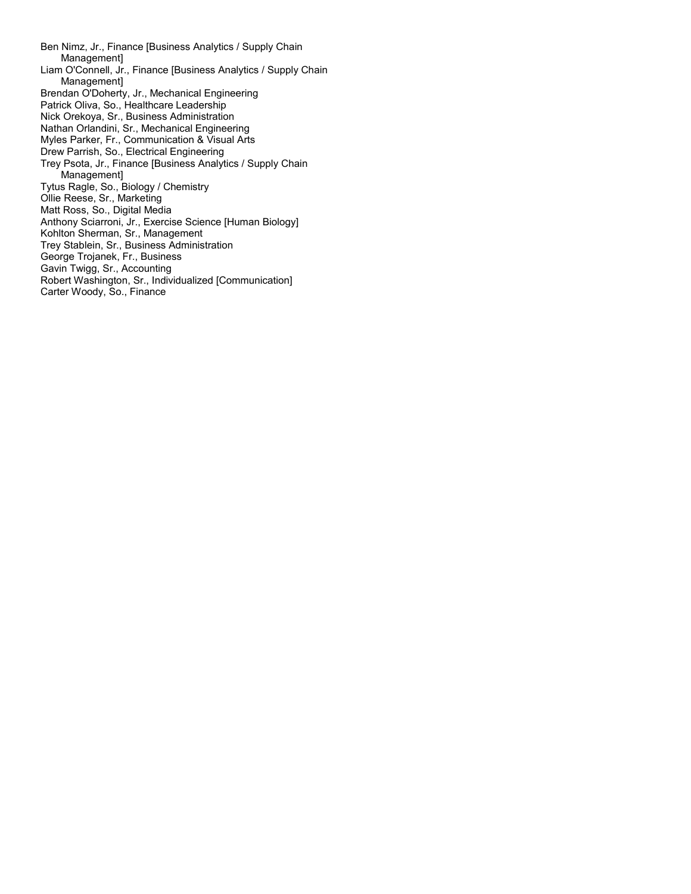Ben Nimz, Jr., Finance [Business Analytics / Supply Chain Management]
Liam O'Connell, Jr., Finance [Business Analytics / Supply Chain Management]
Brendan O'Doherty, Jr., Mechanical Engineering
Patrick Oliva, So., Healthcare Leadership
Nick Orekoya, Sr., Business Administration
Nathan Orlandini, Sr., Mechanical Engineering
Myles Parker, Fr., Communication & Visual Arts
Drew Parrish, So., Electrical Engineering
Trey Psota, Jr., Finance [Business Analytics / Supply Chain Management]
Tytus Ragle, So., Biology / Chemistry
Ollie Reese, Sr., Marketing
Matt Ross, So., Digital Media
Anthony Sciarroni, Jr., Exercise Science [Human Biology]
Kohlton Sherman, Sr., Management
Trey Stablein, Sr., Business Administration
George Trojanek, Fr., Business
Gavin Twigg, Sr., Accounting
Robert Washington, Sr., Individualized [Communication]
Carter Woody, So., Finance